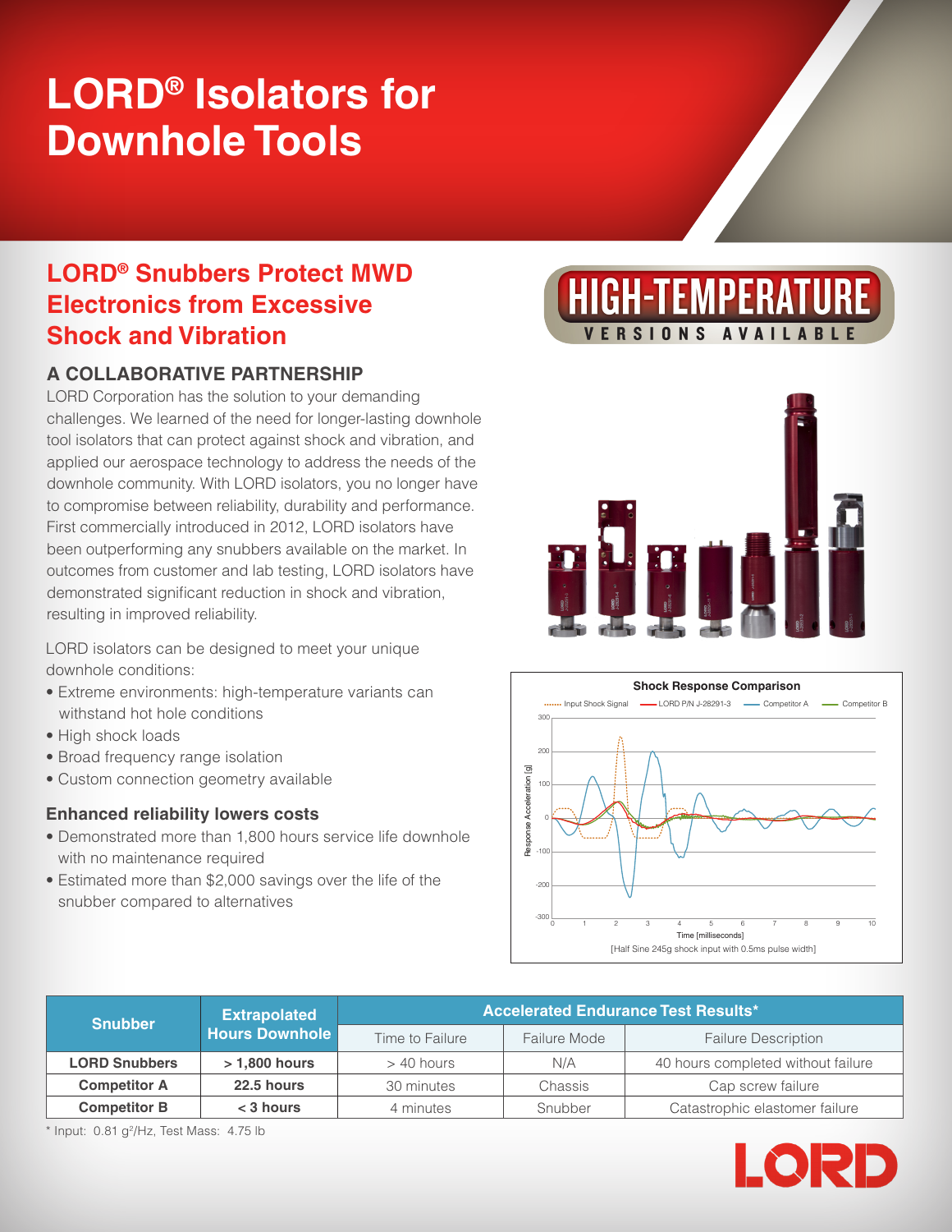# LORD® Isolators for Downhole Tools

## LORD® Snubbers Protect MWD Electronics from Excessive Shock and Vibration

HIGH-TEMPERATURE VERSIONS AVAILABLE

### A COLLABORATIVE PARTNERSHIP

LORD Corporation has the solution to your demanding challenges. We learned of the need for longer-lasting downhole tool isolators that can protect against shock and vibration, and applied our aerospace technology to address the needs of the downhole community. With LORD isolators, you no longer have to compromise between reliability, durability and performance. First commercially introduced in 2012, LORD isolators have been outperforming any snubbers available on the market. In outcomes from customer and lab testing, LORD isolators have demonstrated significant reduction in shock and vibration, resulting in improved reliability.

LORD isolators can be designed to meet your unique downhole conditions:

- Extreme environments: high-temperature variants can withstand hot hole conditions
- High shock loads
- Broad frequency range isolation
- Custom connection geometry available

### Enhanced reliability lowers costs

- Demonstrated more than 1,800 hours service life downhole with no maintenance required
- Estimated more than $2,000 savings over the life of the snubber compared to alternatives

**Shock Response Comparison**

Input Shock Signal — LORD P/N J-28291-3 — Competitor A — Competitor B

Response Acceleration [g] vs. Time [milliseconds]

[Half Sine 245g shock input with 0.5ms pulse width]

| Snubber | Extrapolated Hours Downhole | Accelerated Endurance Test Results* | | |
|---|---|---|---|---|
| | | Time to Failure | Failure Mode | Failure Description |
| **LORD Snubbers** | **> 1,800 hours** | > 40 hours | N/A | 40 hours completed without failure |
| **Competitor A** | **22.5 hours** | 30 minutes | Chassis | Cap screw failure |
| **Competitor B** | **< 3 hours** | 4 minutes | Snubber | Catastrophic elastomer failure |

* Input: 0.81 $g^2$/Hz, Test Mass: 4.75 lb

LORD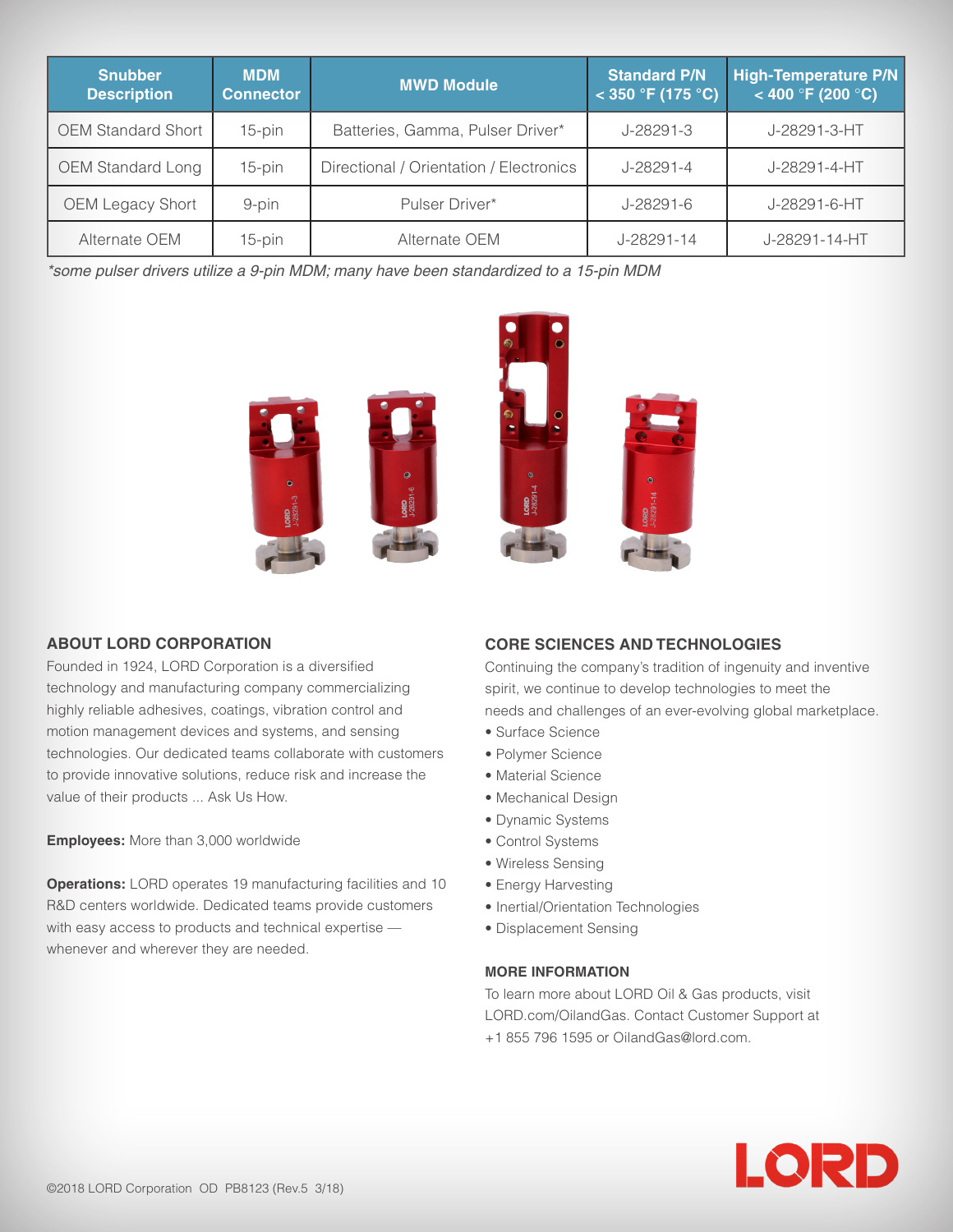| Snubber Description | MDM Connector | MWD Module | Standard P/N < 350 °F (175 °C) | High-Temperature P/N < 400 °F (200 °C) |
|---|---|---|---|---|
| OEM Standard Short | 15-pin | Batteries, Gamma, Pulser Driver* | J-28291-3 | J-28291-3-HT |
| OEM Standard Long | 15-pin | Directional / Orientation / Electronics | J-28291-4 | J-28291-4-HT |
| OEM Legacy Short | 9-pin | Pulser Driver* | J-28291-6 | J-28291-6-HT |
| Alternate OEM | 15-pin | Alternate OEM | J-28291-14 | J-28291-14-HT |

*\*some pulser drivers utilize a 9-pin MDM; many have been standardized to a 15-pin MDM*

## ABOUT LORD CORPORATION

Founded in 1924, LORD Corporation is a diversified technology and manufacturing company commercializing highly reliable adhesives, coatings, vibration control and motion management devices and systems, and sensing technologies. Our dedicated teams collaborate with customers to provide innovative solutions, reduce risk and increase the value of their products ... Ask Us How.

**Employees:** More than 3,000 worldwide

**Operations:** LORD operates 19 manufacturing facilities and 10 R&D centers worldwide. Dedicated teams provide customers with easy access to products and technical expertise — whenever and wherever they are needed.

## CORE SCIENCES AND TECHNOLOGIES

Continuing the company's tradition of ingenuity and inventive spirit, we continue to develop technologies to meet the needs and challenges of an ever-evolving global marketplace.

- Surface Science
- Polymer Science
- Material Science
- Mechanical Design
- Dynamic Systems
- Control Systems
- Wireless Sensing
- Energy Harvesting
- Inertial/Orientation Technologies
- Displacement Sensing

## MORE INFORMATION

To learn more about LORD Oil & Gas products, visit LORD.com/OilandGas. Contact Customer Support at +1 855 796 1595 or OilandGas@lord.com.

©2018 LORD Corporation OD PB8123 (Rev.5 3/18)